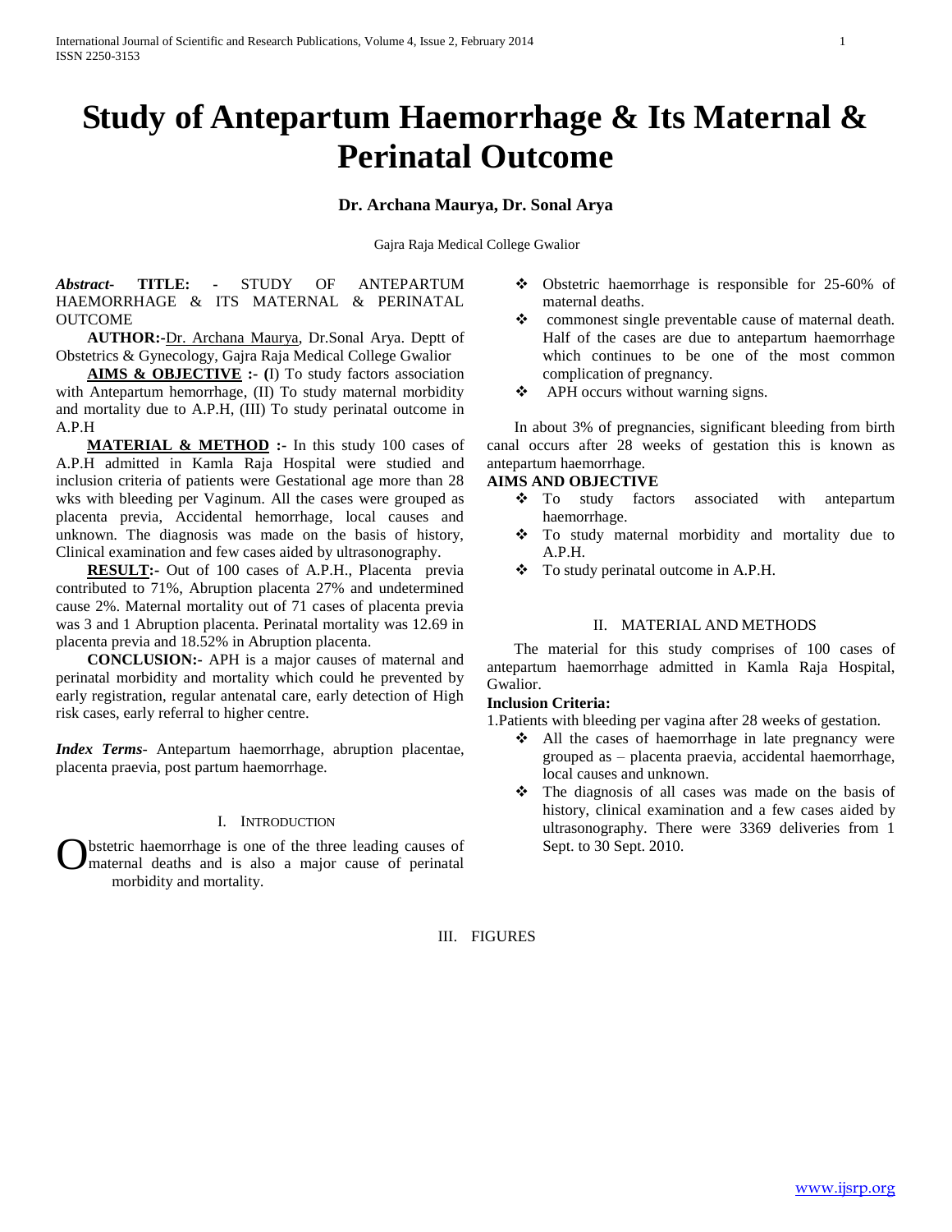# Study of Antepartum Haemorrhage & Its Maternal & Perinatal Outcome

**Dr. Archana Maurya, Dr. Sonal Arya**

Gajra Raja Medical College Gwalior

***Abstract*- TITLE: -** STUDY OF ANTEPARTUM HAEMORRHAGE & ITS MATERNAL & PERINATAL OUTCOME

**AUTHOR:-**Dr. Archana Maurya, Dr.Sonal Arya. Deptt of Obstetrics & Gynecology, Gajra Raja Medical College Gwalior

**AIMS & OBJECTIVE :- (**I) To study factors association with Antepartum hemorrhage, (II) To study maternal morbidity and mortality due to A.P.H, (III) To study perinatal outcome in A.P.H

**MATERIAL & METHOD :-** In this study 100 cases of A.P.H admitted in Kamla Raja Hospital were studied and inclusion criteria of patients were Gestational age more than 28 wks with bleeding per Vaginum. All the cases were grouped as placenta previa, Accidental hemorrhage, local causes and unknown. The diagnosis was made on the basis of history, Clinical examination and few cases aided by ultrasonography.

**RESULT:-** Out of 100 cases of A.P.H., Placenta previa contributed to 71%, Abruption placenta 27% and undetermined cause 2%. Maternal mortality out of 71 cases of placenta previa was 3 and 1 Abruption placenta. Perinatal mortality was 12.69 in placenta previa and 18.52% in Abruption placenta.

**CONCLUSION:-** APH is a major causes of maternal and perinatal morbidity and mortality which could he prevented by early registration, regular antenatal care, early detection of High risk cases, early referral to higher centre.

***Index Terms*-** Antepartum haemorrhage, abruption placentae, placenta praevia, post partum haemorrhage.

## I. Introduction

Obstetric haemorrhage is one of the three leading causes of maternal deaths and is also a major cause of perinatal morbidity and mortality.

- Obstetric haemorrhage is responsible for 25-60% of maternal deaths.
- commonest single preventable cause of maternal death. Half of the cases are due to antepartum haemorrhage which continues to be one of the most common complication of pregnancy.
- APH occurs without warning signs.

In about 3% of pregnancies, significant bleeding from birth canal occurs after 28 weeks of gestation this is known as antepartum haemorrhage.

**AIMS AND OBJECTIVE**

- To study factors associated with antepartum haemorrhage.
- To study maternal morbidity and mortality due to A.P.H.
- To study perinatal outcome in A.P.H.

## II. Material and Methods

The material for this study comprises of 100 cases of antepartum haemorrhage admitted in Kamla Raja Hospital, Gwalior.

**Inclusion Criteria:**

1.Patients with bleeding per vagina after 28 weeks of gestation.

- All the cases of haemorrhage in late pregnancy were grouped as – placenta praevia, accidental haemorrhage, local causes and unknown.
- The diagnosis of all cases was made on the basis of history, clinical examination and a few cases aided by ultrasonography. There were 3369 deliveries from 1 Sept. to 30 Sept. 2010.

## III. Figures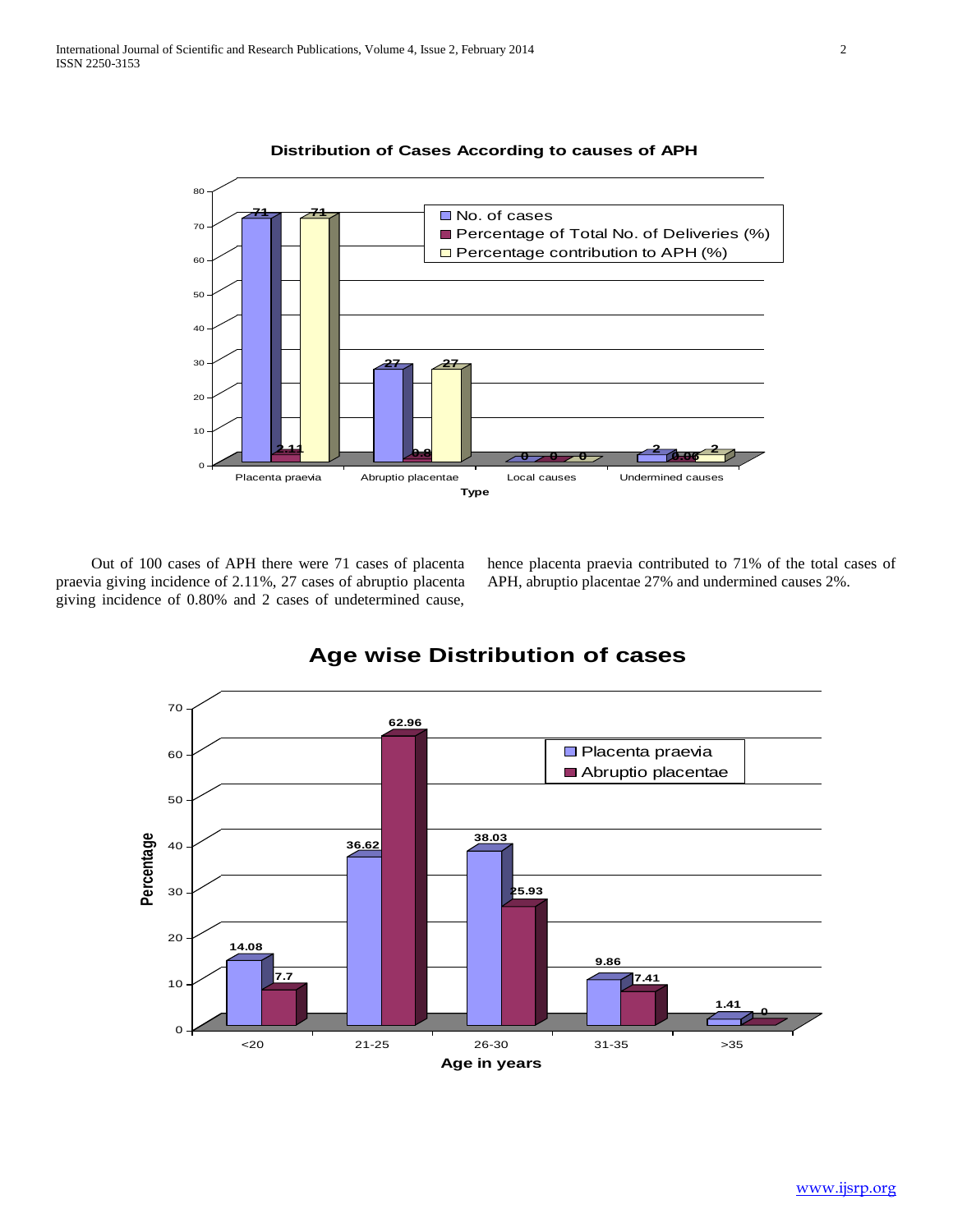**Distribution of Cases According to causes of APH**

| Type | No. of cases | Percentage of Total No. of Deliveries (%) | Percentage contribution to APH (%) |
|---|---|---|---|
| Placenta praevia | 71 | 2.11 | 71 |
| Abruptio placentae | 27 | 0.8 | 27 |
| Local causes | 0 | 0 | 0 |
| Undermined causes | 2 | 0.06 | 2 |

Out of 100 cases of APH there were 71 cases of placenta praevia giving incidence of 2.11%, 27 cases of abruptio placenta giving incidence of 0.80% and 2 cases of undetermined cause, hence placenta praevia contributed to 71% of the total cases of APH, abruptio placentae 27% and undermined causes 2%.

**Age wise Distribution of cases**

| Age in years | Placenta praevia (%) | Abruptio placentae (%) |
|---|---|---|
| <20 | 14.08 | 7.7 |
| 21-25 | 36.62 | 62.96 |
| 26-30 | 38.03 | 25.93 |
| 31-35 | 9.86 | 7.41 |
| >35 | 1.41 | 0 |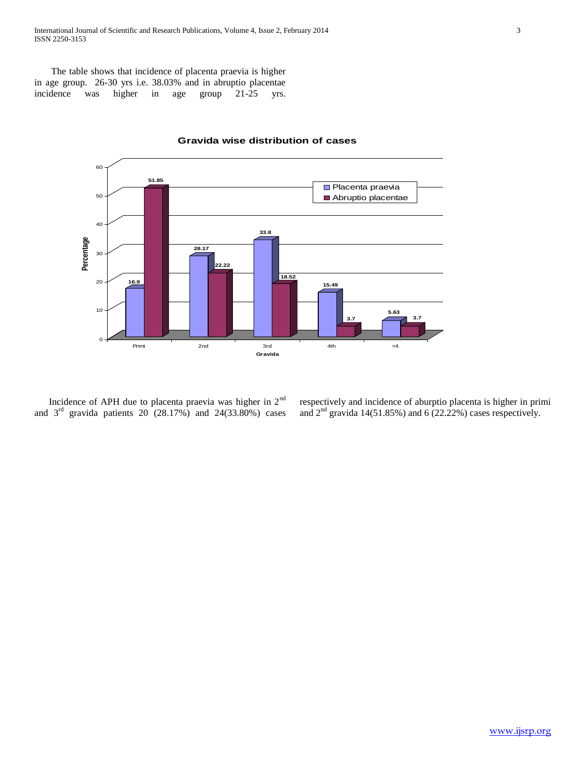The table shows that incidence of placenta praevia is higher in age group. 26-30 yrs i.e. 38.03% and in abruptio placentae incidence was higher in age group 21-25 yrs.

**Gravida wise distribution of cases**

| Gravida | Placenta praevia (%) | Abruptio placentae (%) |
|---|---|---|
| Primi | 16.9 | 51.85 |
| 2nd | 28.17 | 22.22 |
| 3rd | 33.8 | 18.52 |
| 4th | 15.49 | 3.7 |
| >4 | 5.63 | 3.7 |

Incidence of APH due to placenta praevia was higher in 2[nd] and 3[rd] gravida patients 20 (28.17%) and 24(33.80%) cases respectively and incidence of aburptio placenta is higher in primi and 2[nd] gravida 14(51.85%) and 6 (22.22%) cases respectively.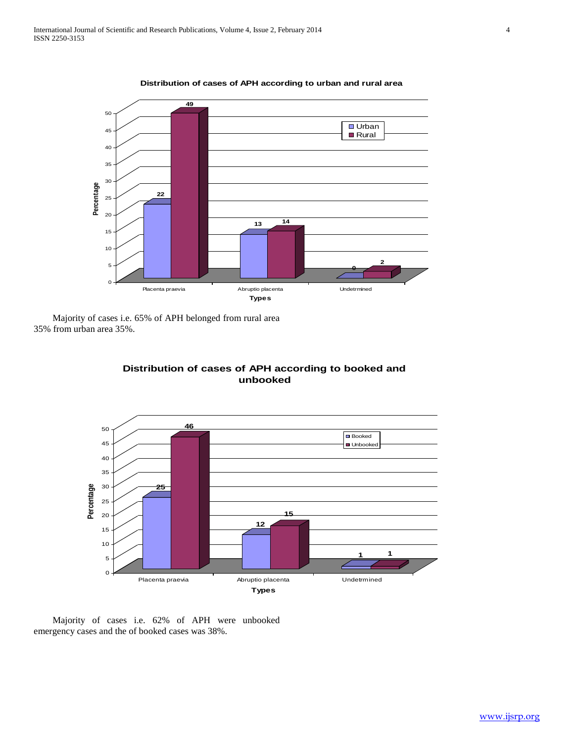**Distribution of cases of APH according to urban and rural area**

| Types | Urban | Rural |
|---|---|---|
| Placenta praevia | 22 | 49 |
| Abruptio placenta | 13 | 14 |
| Undetrmined | 0 | 2 |

Majority of cases i.e. 65% of APH belonged from rural area 35% from urban area 35%.

**Distribution of cases of APH according to booked and unbooked**

| Types | Booked | Unbooked |
|---|---|---|
| Placenta praevia | 25 | 46 |
| Abruptio placenta | 12 | 15 |
| Undetrmined | 1 | 1 |

Majority of cases i.e. 62% of APH were unbooked emergency cases and the of booked cases was 38%.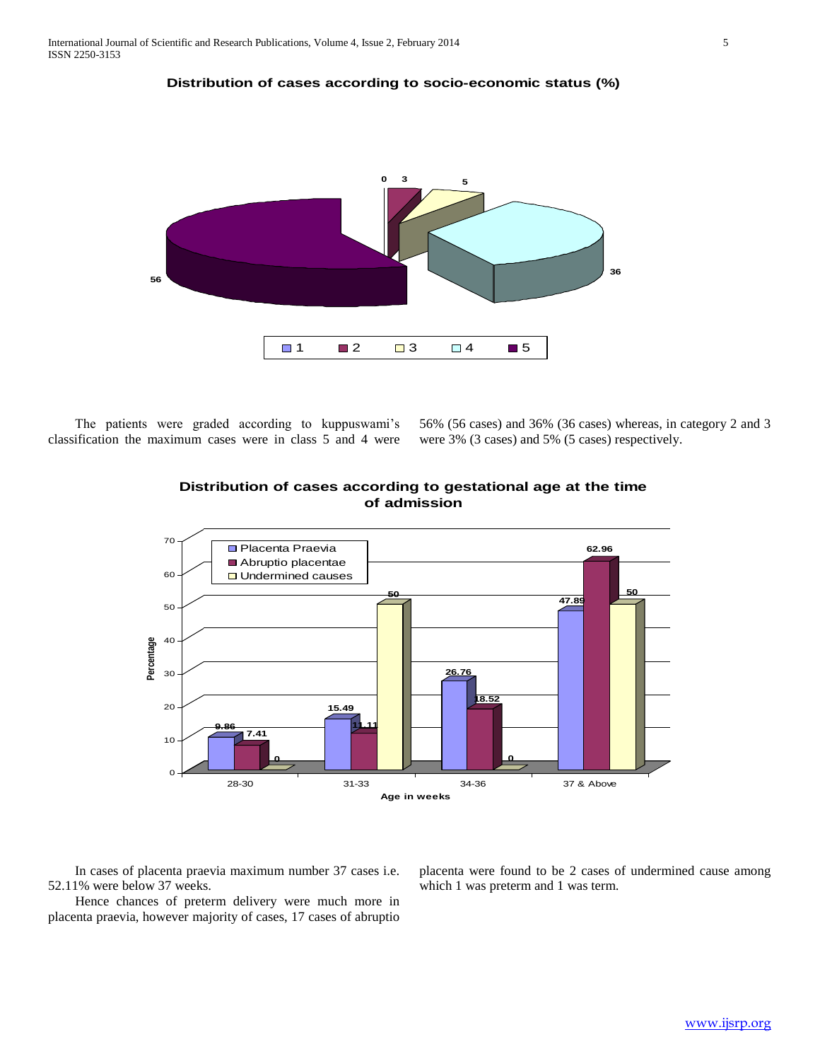**Distribution of cases according to socio-economic status (%)**

The patients were graded according to kuppuswami's classification the maximum cases were in class 5 and 4 were 56% (56 cases) and 36% (36 cases) whereas, in category 2 and 3 were 3% (3 cases) and 5% (5 cases) respectively.

**Distribution of cases according to gestational age at the time of admission**

In cases of placenta praevia maximum number 37 cases i.e. 52.11% were below 37 weeks.

Hence chances of preterm delivery were much more in placenta praevia, however majority of cases, 17 cases of abruptio placenta were found to be 2 cases of undermined cause among which 1 was preterm and 1 was term.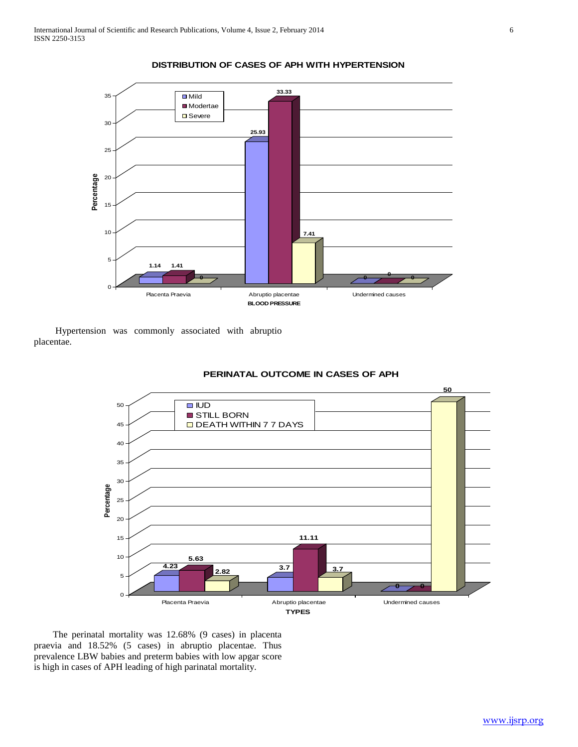**DISTRIBUTION OF CASES OF APH WITH HYPERTENSION**

| BLOOD PRESSURE | Mild | Modertae | Severe |
|---|---|---|---|
| Placenta Praevia | 1.14 | 1.41 | 0 |
| Abruptio placentae | 25.93 | 33.33 | 7.41 |
| Undermined causes | 0 | 0 | 0 |

Hypertension was commonly associated with abruptio placentae.

**PERINATAL OUTCOME IN CASES OF APH**

| TYPES | IUD | STILL BORN | DEATH WITHIN 7 7 DAYS |
|---|---|---|---|
| Placenta Praevia | 4.23 | 5.63 | 2.82 |
| Abruptio placentae | 3.7 | 11.11 | 3.7 |
| Undermined causes | 0 | 0 | 50 |

The perinatal mortality was 12.68% (9 cases) in placenta praevia and 18.52% (5 cases) in abruptio placentae. Thus prevalence LBW babies and preterm babies with low apgar score is high in cases of APH leading of high parinatal mortality.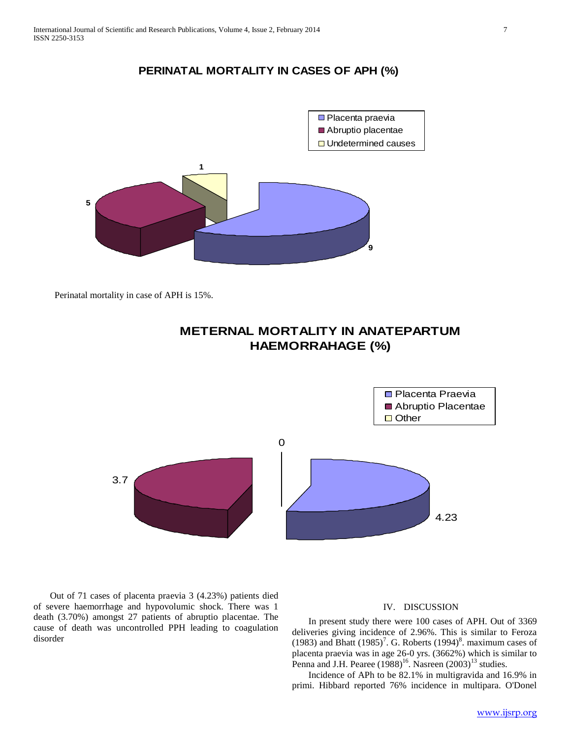**PERINATAL MORTALITY IN CASES OF APH (%)**

- Placenta praevia: 9
- Abruptio placentae: 5
- Undetermined causes: 1

Perinatal mortality in case of APH is 15%.

**METERNAL MORTALITY IN ANATEPARTUM HAEMORRAHAGE (%)**

- Placenta Praevia: 4.23
- Abruptio Placentae: 3.7
- Other: 0

Out of 71 cases of placenta praevia 3 (4.23%) patients died of severe haemorrhage and hypovolumic shock. There was 1 death (3.70%) amongst 27 patients of abruptio placentae. The cause of death was uncontrolled PPH leading to coagulation disorder

## IV. DISCUSSION

In present study there were 100 cases of APH. Out of 3369 deliveries giving incidence of 2.96%. This is similar to Feroza (1983) and Bhatt (1985)[7]. G. Roberts (1994)[8]. maximum cases of placenta praevia was in age 26-0 yrs. (3662%) which is similar to Penna and J.H. Pearee (1988)[16]. Nasreen (2003)[13] studies.

Incidence of APh to be 82.1% in multigravida and 16.9% in primi. Hibbard reported 76% incidence in multipara. O'Donel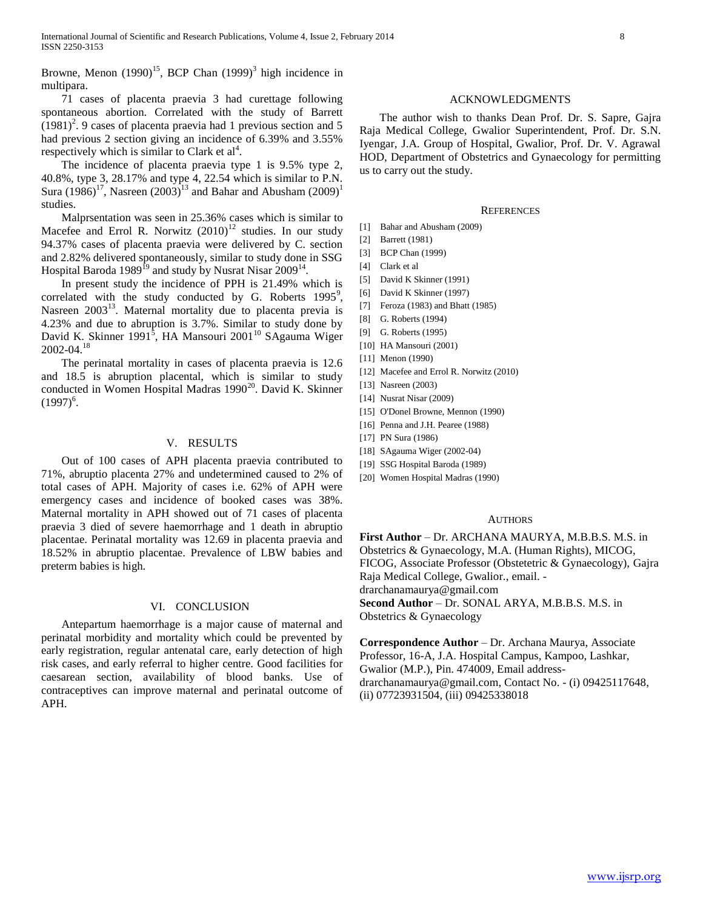Browne, Menon (1990)[15], BCP Chan (1999)[3] high incidence in multipara.

71 cases of placenta praevia 3 had curettage following spontaneous abortion. Correlated with the study of Barrett (1981)[2]. 9 cases of placenta praevia had 1 previous section and 5 had previous 2 section giving an incidence of 6.39% and 3.55% respectively which is similar to Clark et al[4].

The incidence of placenta praevia type 1 is 9.5% type 2, 40.8%, type 3, 28.17% and type 4, 22.54 which is similar to P.N. Sura (1986)[17], Nasreen (2003)[13] and Bahar and Abusham (2009)[1] studies.

Malprsentation was seen in 25.36% cases which is similar to Macefee and Errol R. Norwitz (2010)[12] studies. In our study 94.37% cases of placenta praevia were delivered by C. section and 2.82% delivered spontaneously, similar to study done in SSG Hospital Baroda 1989[19] and study by Nusrat Nisar 2009[14].

In present study the incidence of PPH is 21.49% which is correlated with the study conducted by G. Roberts 1995[9], Nasreen 2003[13]. Maternal mortality due to placenta previa is 4.23% and due to abruption is 3.7%. Similar to study done by David K. Skinner 1991[5], HA Mansouri 2001[10] SAgauma Wiger 2002-04.[18]

The perinatal mortality in cases of placenta praevia is 12.6 and 18.5 is abruption placental, which is similar to study conducted in Women Hospital Madras 1990[20]. David K. Skinner (1997)[6].

## V. RESULTS

Out of 100 cases of APH placenta praevia contributed to 71%, abruptio placenta 27% and undetermined caused to 2% of total cases of APH. Majority of cases i.e. 62% of APH were emergency cases and incidence of booked cases was 38%. Maternal mortality in APH showed out of 71 cases of placenta praevia 3 died of severe haemorrhage and 1 death in abruptio placentae. Perinatal mortality was 12.69 in placenta praevia and 18.52% in abruptio placentae. Prevalence of LBW babies and preterm babies is high.

## VI. CONCLUSION

Antepartum haemorrhage is a major cause of maternal and perinatal morbidity and mortality which could be prevented by early registration, regular antenatal care, early detection of high risk cases, and early referral to higher centre. Good facilities for caesarean section, availability of blood banks. Use of contraceptives can improve maternal and perinatal outcome of APH.

## ACKNOWLEDGMENTS

The author wish to thanks Dean Prof. Dr. S. Sapre, Gajra Raja Medical College, Gwalior Superintendent, Prof. Dr. S.N. Iyengar, J.A. Group of Hospital, Gwalior, Prof. Dr. V. Agrawal HOD, Department of Obstetrics and Gynaecology for permitting us to carry out the study.

## REFERENCES

[1] Bahar and Abusham (2009)
[2] Barrett (1981)
[3] BCP Chan (1999)
[4] Clark et al
[5] David K Skinner (1991)
[6] David K Skinner (1997)
[7] Feroza (1983) and Bhatt (1985)
[8] G. Roberts (1994)
[9] G. Roberts (1995)
[10] HA Mansouri (2001)
[11] Menon (1990)
[12] Macefee and Errol R. Norwitz (2010)
[13] Nasreen (2003)
[14] Nusrat Nisar (2009)
[15] O'Donel Browne, Mennon (1990)
[16] Penna and J.H. Pearee (1988)
[17] PN Sura (1986)
[18] SAgauma Wiger (2002-04)
[19] SSG Hospital Baroda (1989)
[20] Women Hospital Madras (1990)

## AUTHORS

**First Author** – Dr. ARCHANA MAURYA, M.B.B.S. M.S. in Obstetrics & Gynaecology, M.A. (Human Rights), MICOG, FICOG, Associate Professor (Obstetetric & Gynaecology), Gajra Raja Medical College, Gwalior., email. - drarchanamaurya@gmail.com

**Second Author** – Dr. SONAL ARYA, M.B.B.S. M.S. in Obstetrics & Gynaecology

**Correspondence Author** – Dr. Archana Maurya, Associate Professor, 16-A, J.A. Hospital Campus, Kampoo, Lashkar, Gwalior (M.P.), Pin. 474009, Email address- drarchanamaurya@gmail.com, Contact No. - (i) 09425117648, (ii) 07723931504, (iii) 09425338018